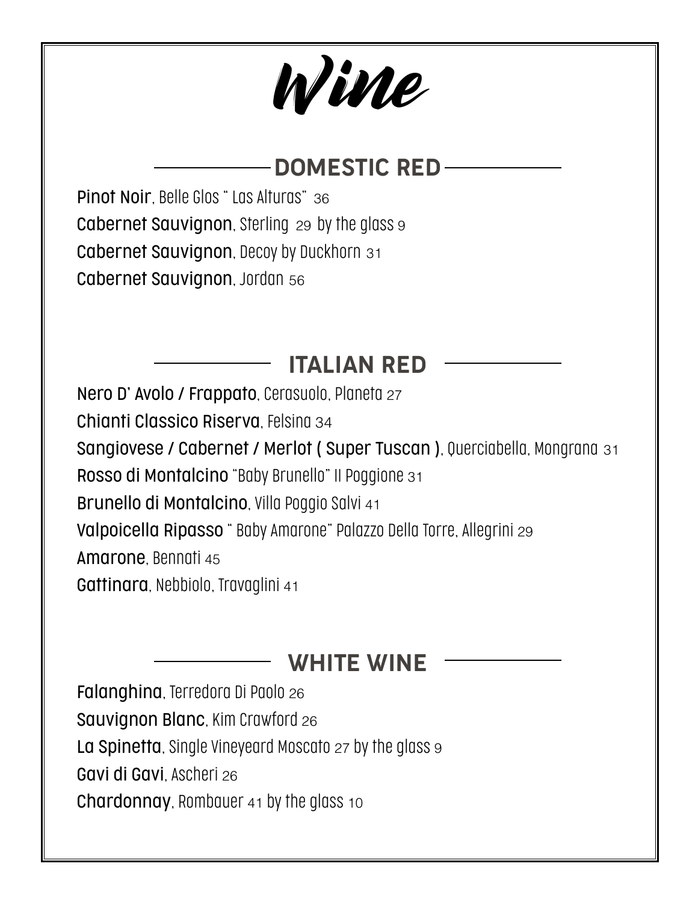# Wine

## DOMESTIC RED

**Pinot Noir**, Belle Glos " Las Alturas" 36

**Cabernet Sauvignon**, Sterling 29 by the glass 9

**Cabernet Sauvignon**, Decoy by Duckhorn 31

**Cabernet Sauvignon**, Jordan 56

## ITALIAN RED

**Nero D' Avolo / Frappato**, Cerasuolo, Planeta 27

**Chianti Classico Riserva**, Felsina 34

**Sangiovese / Cabernet / Merlot ( Super Tuscan )**, Querciabella, Mongrana 31

**Rosso di Montalcino** "Baby Brunello" Il Poggione 31

**Brunello di Montalcino**, Villa Poggio Salvi 41

**Valpoicella Ripasso** " Baby Amarone" Palazzo Della Torre, Allegrini 29

**Amarone**, Bennati 45

**Gattinara**, Nebbiolo, Travaglini 41

## WHITE WINE

**Falanghina**, Terredora Di Paolo 26

**Sauvignon Blanc**, Kim Crawford 26

**La Spinetta**, Single Vineyeard Moscato 27 by the glass 9

**Gavi di Gavi**, Ascheri 26

**Chardonnay**, Rombauer 41 by the glass 10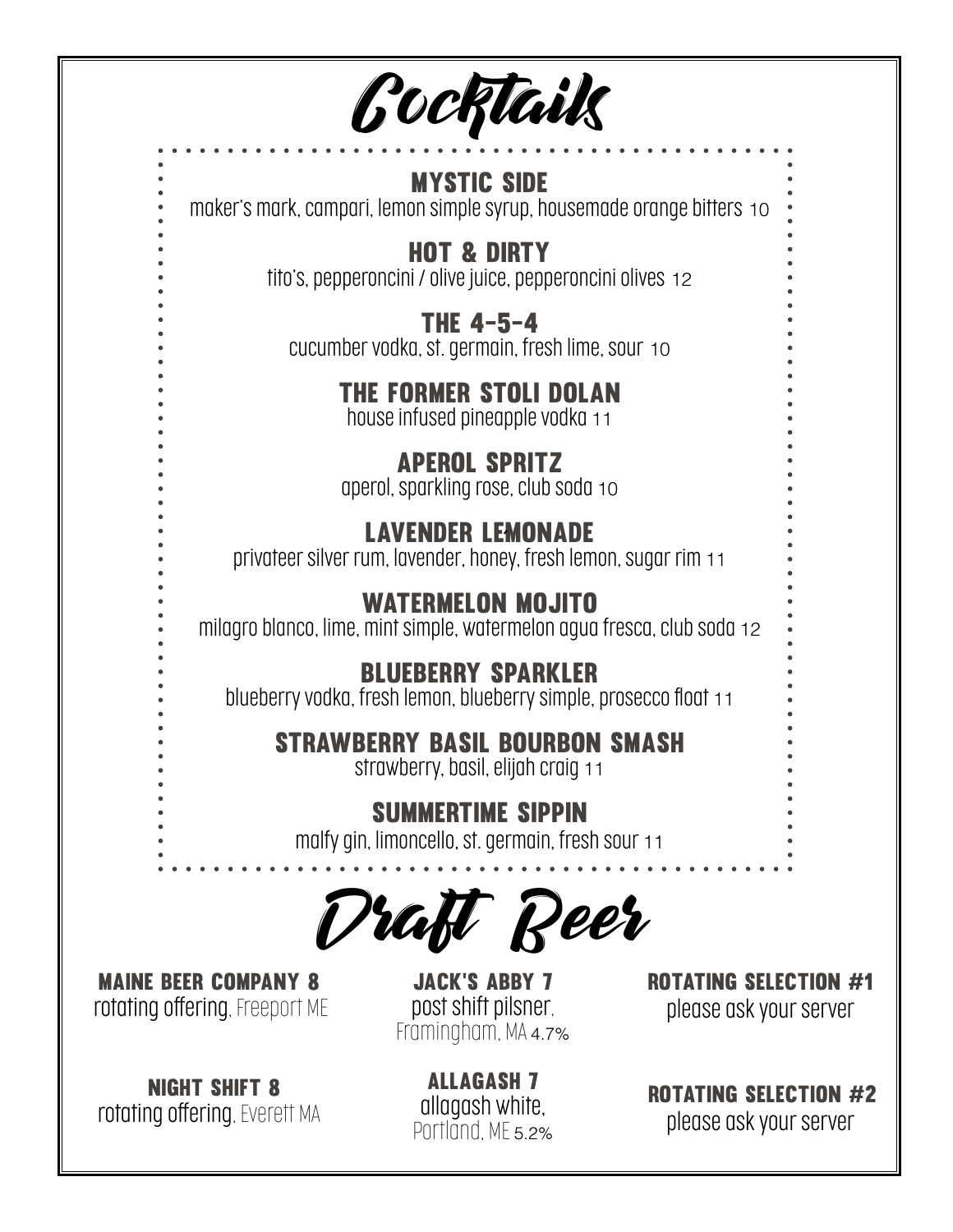# Cocktails

### MYSTIC SIDE
maker's mark, campari, lemon simple syrup, housemade orange bitters 10

### HOT & DIRTY
tito's, pepperoncini / olive juice, pepperoncini olives 12

### THE 4-5-4
cucumber vodka, st. germain, fresh lime, sour 10

### THE FORMER STOLI DOLAN
house infused pineapple vodka 11

### APEROL SPRITZ
aperol, sparkling rose, club soda 10

### LAVENDER LEMONADE
privateer silver rum, lavender, honey, fresh lemon, sugar rim 11

### WATERMELON MOJITO
milagro blanco, lime, mint simple, watermelon agua fresca, club soda 12

### BLUEBERRY SPARKLER
blueberry vodka, fresh lemon, blueberry simple, prosecco float 11

### STRAWBERRY BASIL BOURBON SMASH
strawberry, basil, elijah craig 11

### SUMMERTIME SIPPIN
malfy gin, limoncello, st. germain, fresh sour 11

# Draft Beer

**MAINE BEER COMPANY 8**
rotating offering, Freeport ME

**NIGHT SHIFT 8**
rotating offering, Everett MA

**JACK'S ABBY 7**
post shift pilsner, Framingham, MA 4.7%

**ALLAGASH 7**
allagash white, Portland, ME 5.2%

**ROTATING SELECTION #1**
please ask your server

**ROTATING SELECTION #2**
please ask your server